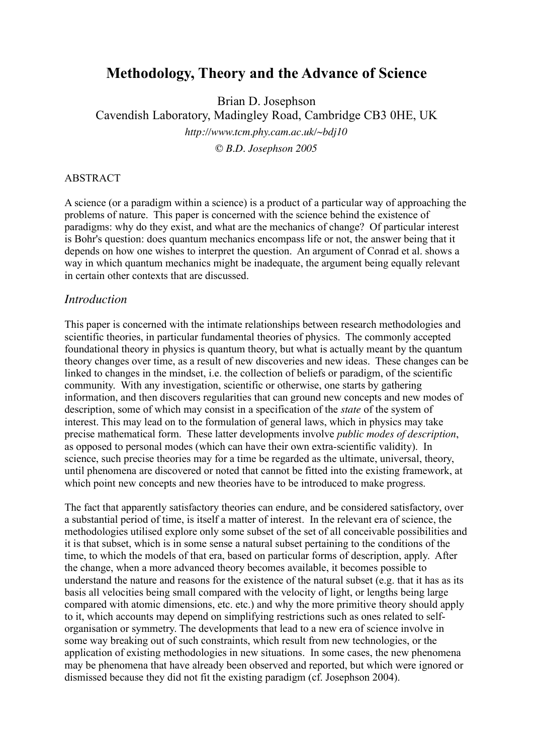# Methodology, Theory and the Advance of Science

Brian D. Josephson
Cavendish Laboratory, Madingley Road, Cambridge CB3 0HE, UK

*http://www.tcm.phy.cam.ac.uk/~bdj10*

*© B.D. Josephson 2005*

ABSTRACT

A science (or a paradigm within a science) is a product of a particular way of approaching the problems of nature. This paper is concerned with the science behind the existence of paradigms: why do they exist, and what are the mechanics of change? Of particular interest is Bohr's question: does quantum mechanics encompass life or not, the answer being that it depends on how one wishes to interpret the question. An argument of Conrad et al. shows a way in which quantum mechanics might be inadequate, the argument being equally relevant in certain other contexts that are discussed.

## *Introduction*

This paper is concerned with the intimate relationships between research methodologies and scientific theories, in particular fundamental theories of physics. The commonly accepted foundational theory in physics is quantum theory, but what is actually meant by the quantum theory changes over time, as a result of new discoveries and new ideas. These changes can be linked to changes in the mindset, i.e. the collection of beliefs or paradigm, of the scientific community. With any investigation, scientific or otherwise, one starts by gathering information, and then discovers regularities that can ground new concepts and new modes of description, some of which may consist in a specification of the *state* of the system of interest. This may lead on to the formulation of general laws, which in physics may take precise mathematical form. These latter developments involve *public modes of description*, as opposed to personal modes (which can have their own extra-scientific validity). In science, such precise theories may for a time be regarded as the ultimate, universal, theory, until phenomena are discovered or noted that cannot be fitted into the existing framework, at which point new concepts and new theories have to be introduced to make progress.

The fact that apparently satisfactory theories can endure, and be considered satisfactory, over a substantial period of time, is itself a matter of interest. In the relevant era of science, the methodologies utilised explore only some subset of the set of all conceivable possibilities and it is that subset, which is in some sense a natural subset pertaining to the conditions of the time, to which the models of that era, based on particular forms of description, apply. After the change, when a more advanced theory becomes available, it becomes possible to understand the nature and reasons for the existence of the natural subset (e.g. that it has as its basis all velocities being small compared with the velocity of light, or lengths being large compared with atomic dimensions, etc. etc.) and why the more primitive theory should apply to it, which accounts may depend on simplifying restrictions such as ones related to self-organisation or symmetry. The developments that lead to a new era of science involve in some way breaking out of such constraints, which result from new technologies, or the application of existing methodologies in new situations. In some cases, the new phenomena may be phenomena that have already been observed and reported, but which were ignored or dismissed because they did not fit the existing paradigm (cf. Josephson 2004).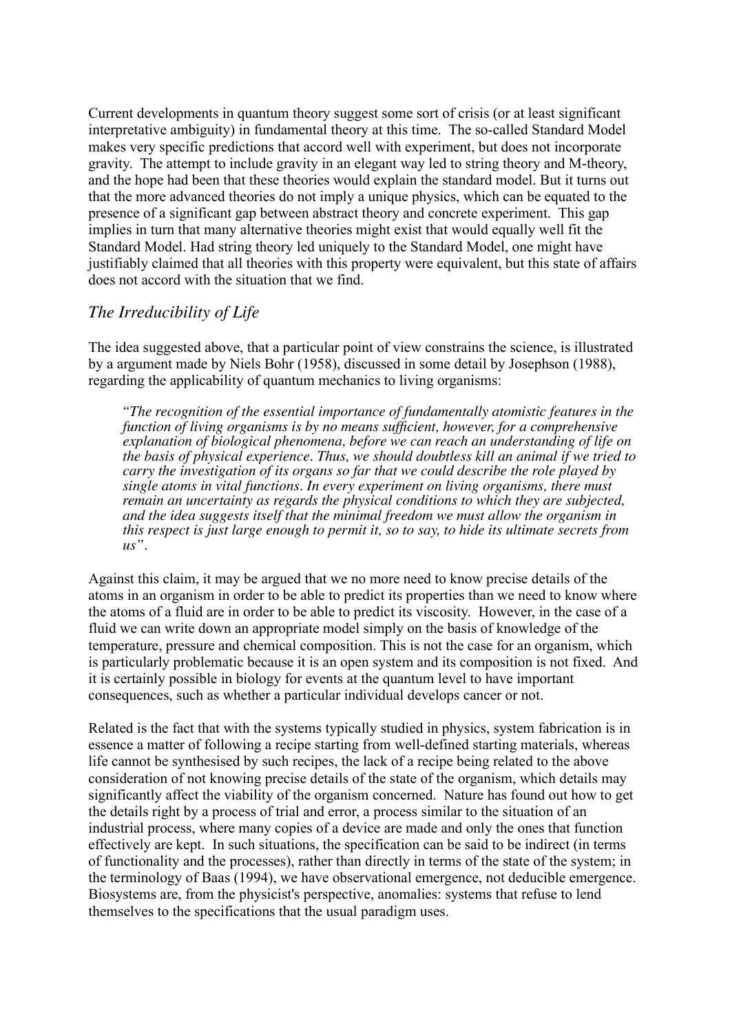Current developments in quantum theory suggest some sort of crisis (or at least significant interpretative ambiguity) in fundamental theory at this time. The so-called Standard Model makes very specific predictions that accord well with experiment, but does not incorporate gravity. The attempt to include gravity in an elegant way led to string theory and M-theory, and the hope had been that these theories would explain the standard model. But it turns out that the more advanced theories do not imply a unique physics, which can be equated to the presence of a significant gap between abstract theory and concrete experiment. This gap implies in turn that many alternative theories might exist that would equally well fit the Standard Model. Had string theory led uniquely to the Standard Model, one might have justifiably claimed that all theories with this property were equivalent, but this state of affairs does not accord with the situation that we find.

## *The Irreducibility of Life*

The idea suggested above, that a particular point of view constrains the science, is illustrated by a argument made by Niels Bohr (1958), discussed in some detail by Josephson (1988), regarding the applicability of quantum mechanics to living organisms:

> *"The recognition of the essential importance of fundamentally atomistic features in the function of living organisms is by no means sufficient, however, for a comprehensive explanation of biological phenomena, before we can reach an understanding of life on the basis of physical experience. Thus, we should doubtless kill an animal if we tried to carry the investigation of its organs so far that we could describe the role played by single atoms in vital functions. In every experiment on living organisms, there must remain an uncertainty as regards the physical conditions to which they are subjected, and the idea suggests itself that the minimal freedom we must allow the organism in this respect is just large enough to permit it, so to say, to hide its ultimate secrets from us".*

Against this claim, it may be argued that we no more need to know precise details of the atoms in an organism in order to be able to predict its properties than we need to know where the atoms of a fluid are in order to be able to predict its viscosity. However, in the case of a fluid we can write down an appropriate model simply on the basis of knowledge of the temperature, pressure and chemical composition. This is not the case for an organism, which is particularly problematic because it is an open system and its composition is not fixed. And it is certainly possible in biology for events at the quantum level to have important consequences, such as whether a particular individual develops cancer or not.

Related is the fact that with the systems typically studied in physics, system fabrication is in essence a matter of following a recipe starting from well-defined starting materials, whereas life cannot be synthesised by such recipes, the lack of a recipe being related to the above consideration of not knowing precise details of the state of the organism, which details may significantly affect the viability of the organism concerned. Nature has found out how to get the details right by a process of trial and error, a process similar to the situation of an industrial process, where many copies of a device are made and only the ones that function effectively are kept. In such situations, the specification can be said to be indirect (in terms of functionality and the processes), rather than directly in terms of the state of the system; in the terminology of Baas (1994), we have observational emergence, not deducible emergence. Biosystems are, from the physicist's perspective, anomalies: systems that refuse to lend themselves to the specifications that the usual paradigm uses.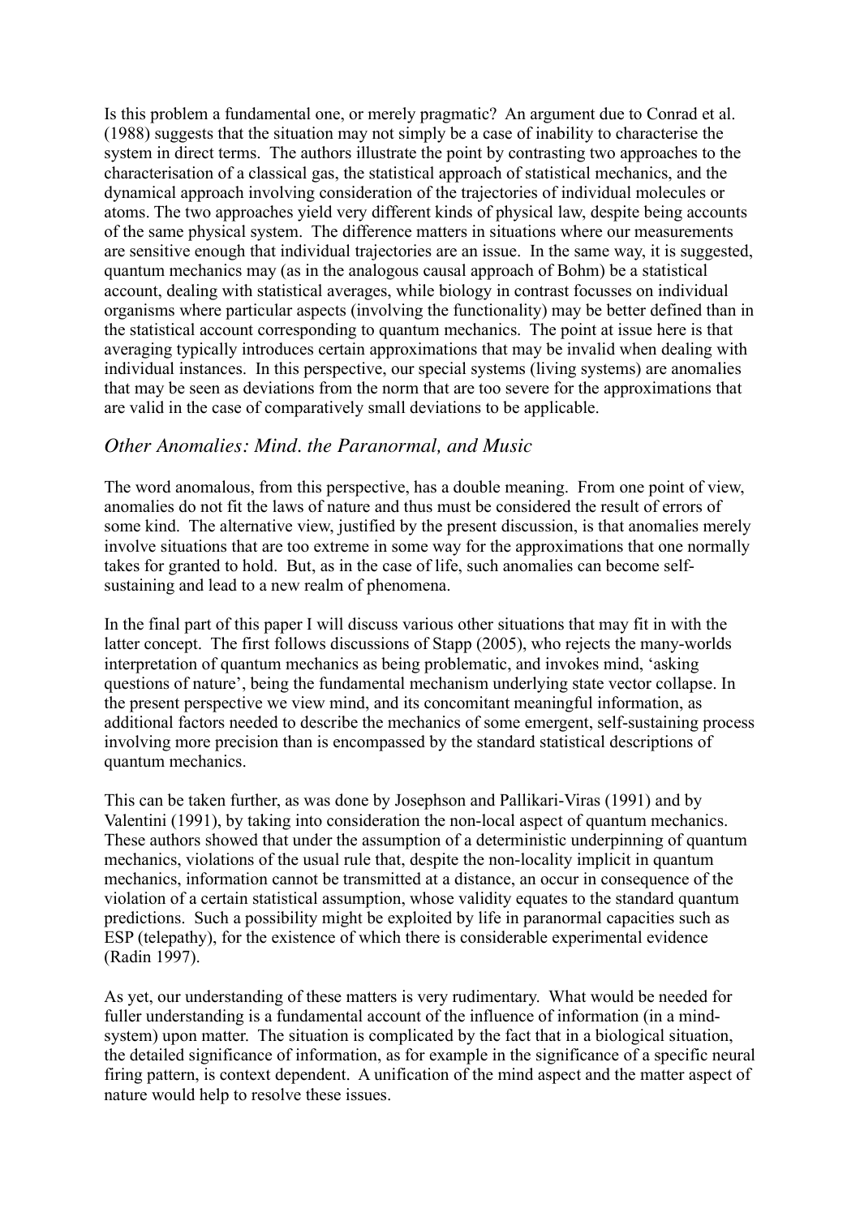Is this problem a fundamental one, or merely pragmatic? An argument due to Conrad et al. (1988) suggests that the situation may not simply be a case of inability to characterise the system in direct terms. The authors illustrate the point by contrasting two approaches to the characterisation of a classical gas, the statistical approach of statistical mechanics, and the dynamical approach involving consideration of the trajectories of individual molecules or atoms. The two approaches yield very different kinds of physical law, despite being accounts of the same physical system. The difference matters in situations where our measurements are sensitive enough that individual trajectories are an issue. In the same way, it is suggested, quantum mechanics may (as in the analogous causal approach of Bohm) be a statistical account, dealing with statistical averages, while biology in contrast focusses on individual organisms where particular aspects (involving the functionality) may be better defined than in the statistical account corresponding to quantum mechanics. The point at issue here is that averaging typically introduces certain approximations that may be invalid when dealing with individual instances. In this perspective, our special systems (living systems) are anomalies that may be seen as deviations from the norm that are too severe for the approximations that are valid in the case of comparatively small deviations to be applicable.

## *Other Anomalies: Mind. the Paranormal, and Music*

The word anomalous, from this perspective, has a double meaning. From one point of view, anomalies do not fit the laws of nature and thus must be considered the result of errors of some kind. The alternative view, justified by the present discussion, is that anomalies merely involve situations that are too extreme in some way for the approximations that one normally takes for granted to hold. But, as in the case of life, such anomalies can become self-sustaining and lead to a new realm of phenomena.

In the final part of this paper I will discuss various other situations that may fit in with the latter concept. The first follows discussions of Stapp (2005), who rejects the many-worlds interpretation of quantum mechanics as being problematic, and invokes mind, 'asking questions of nature', being the fundamental mechanism underlying state vector collapse. In the present perspective we view mind, and its concomitant meaningful information, as additional factors needed to describe the mechanics of some emergent, self-sustaining process involving more precision than is encompassed by the standard statistical descriptions of quantum mechanics.

This can be taken further, as was done by Josephson and Pallikari-Viras (1991) and by Valentini (1991), by taking into consideration the non-local aspect of quantum mechanics. These authors showed that under the assumption of a deterministic underpinning of quantum mechanics, violations of the usual rule that, despite the non-locality implicit in quantum mechanics, information cannot be transmitted at a distance, an occur in consequence of the violation of a certain statistical assumption, whose validity equates to the standard quantum predictions. Such a possibility might be exploited by life in paranormal capacities such as ESP (telepathy), for the existence of which there is considerable experimental evidence (Radin 1997).

As yet, our understanding of these matters is very rudimentary. What would be needed for fuller understanding is a fundamental account of the influence of information (in a mind-system) upon matter. The situation is complicated by the fact that in a biological situation, the detailed significance of information, as for example in the significance of a specific neural firing pattern, is context dependent. A unification of the mind aspect and the matter aspect of nature would help to resolve these issues.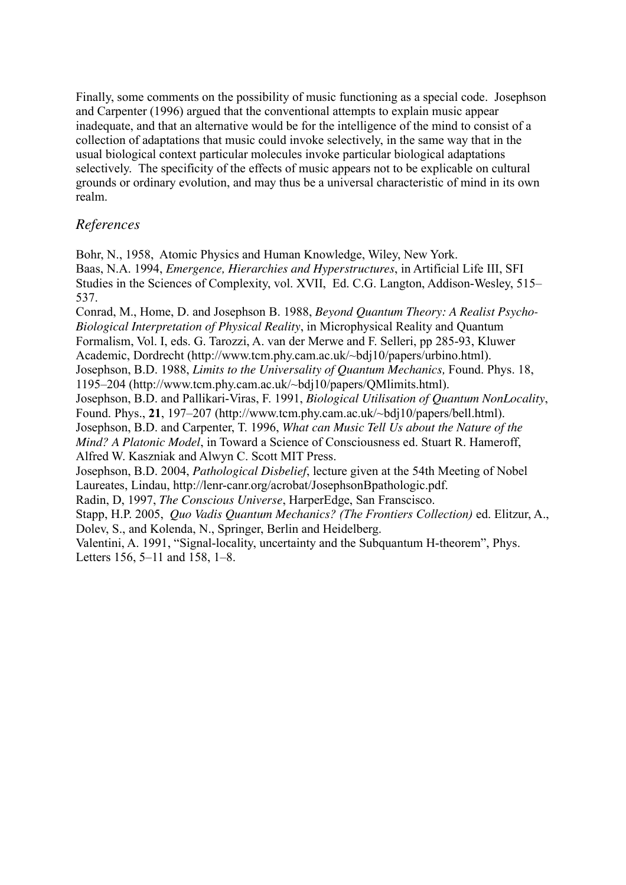Finally, some comments on the possibility of music functioning as a special code. Josephson and Carpenter (1996) argued that the conventional attempts to explain music appear inadequate, and that an alternative would be for the intelligence of the mind to consist of a collection of adaptations that music could invoke selectively, in the same way that in the usual biological context particular molecules invoke particular biological adaptations selectively. The specificity of the effects of music appears not to be explicable on cultural grounds or ordinary evolution, and may thus be a universal characteristic of mind in its own realm.

## *References*

Bohr, N., 1958, Atomic Physics and Human Knowledge, Wiley, New York.
Baas, N.A. 1994, *Emergence, Hierarchies and Hyperstructures*, in Artificial Life III, SFI Studies in the Sciences of Complexity, vol. XVII, Ed. C.G. Langton, Addison-Wesley, 515–537.
Conrad, M., Home, D. and Josephson B. 1988, *Beyond Quantum Theory: A Realist Psycho-Biological Interpretation of Physical Reality*, in Microphysical Reality and Quantum Formalism, Vol. I, eds. G. Tarozzi, A. van der Merwe and F. Selleri, pp 285-93, Kluwer Academic, Dordrecht (http://www.tcm.phy.cam.ac.uk/~bdj10/papers/urbino.html).
Josephson, B.D. 1988, *Limits to the Universality of Quantum Mechanics,* Found. Phys. 18, 1195–204 (http://www.tcm.phy.cam.ac.uk/~bdj10/papers/QMlimits.html).
Josephson, B.D. and Pallikari-Viras, F. 1991, *Biological Utilisation of Quantum NonLocality*, Found. Phys., **21**, 197–207 (http://www.tcm.phy.cam.ac.uk/~bdj10/papers/bell.html).
Josephson, B.D. and Carpenter, T. 1996, *What can Music Tell Us about the Nature of the Mind? A Platonic Model*, in Toward a Science of Consciousness ed. Stuart R. Hameroff, Alfred W. Kaszniak and Alwyn C. Scott MIT Press.
Josephson, B.D. 2004, *Pathological Disbelief*, lecture given at the 54th Meeting of Nobel Laureates, Lindau, http://lenr-canr.org/acrobat/JosephsonBpathologic.pdf.
Radin, D, 1997, *The Conscious Universe*, HarperEdge, San Franscisco.
Stapp, H.P. 2005, *Quo Vadis Quantum Mechanics? (The Frontiers Collection)* ed. Elitzur, A., Dolev, S., and Kolenda, N., Springer, Berlin and Heidelberg.
Valentini, A. 1991, "Signal-locality, uncertainty and the Subquantum H-theorem", Phys. Letters 156, 5–11 and 158, 1–8.